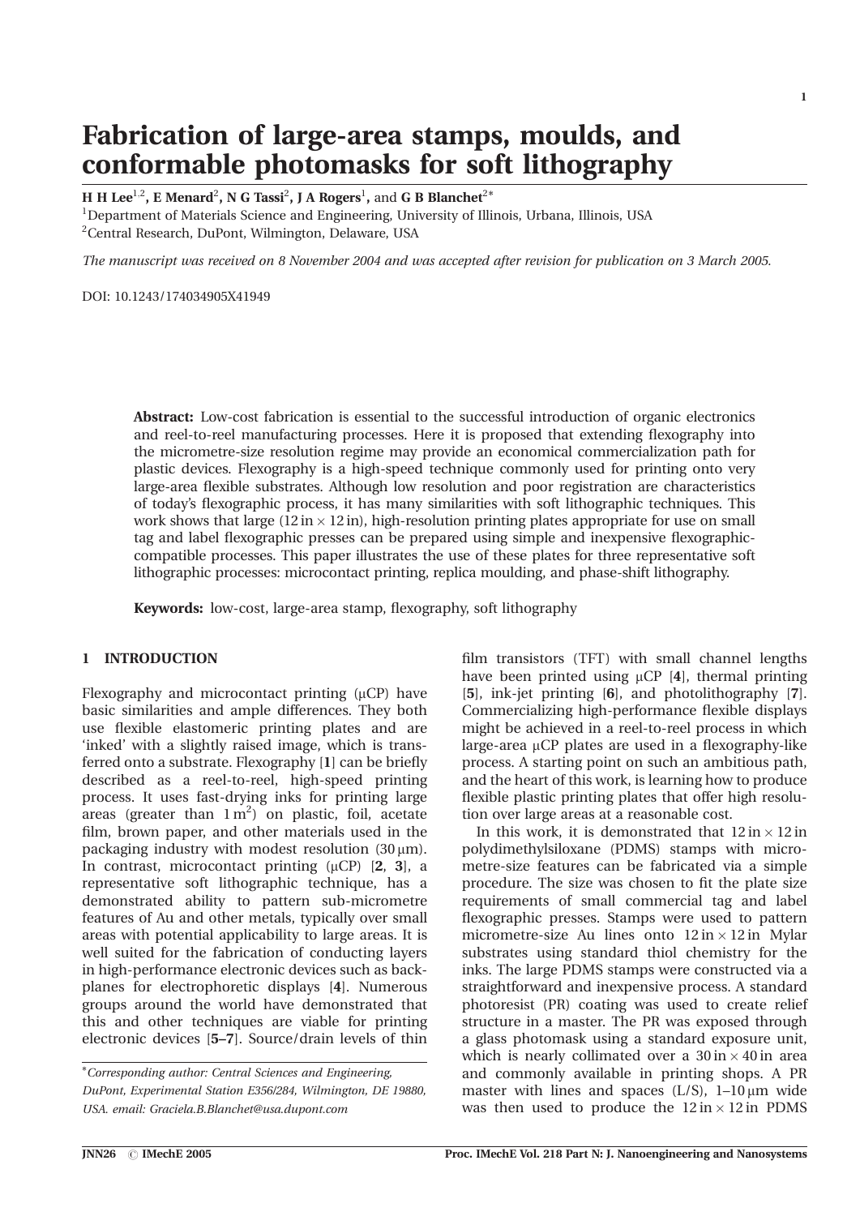# Fabrication of large-area stamps, moulds, and conformable photomasks for soft lithography

**H H Lee[1,2], E Menard[2], N G Tassi[2], J A Rogers[1], and G B Blanchet[2*]**

[1]Department of Materials Science and Engineering, University of Illinois, Urbana, Illinois, USA

[2]Central Research, DuPont, Wilmington, Delaware, USA

*The manuscript was received on 8 November 2004 and was accepted after revision for publication on 3 March 2005.*

DOI: 10.1243/174034905X41949

**Abstract:** Low-cost fabrication is essential to the successful introduction of organic electronics and reel-to-reel manufacturing processes. Here it is proposed that extending flexography into the micrometre-size resolution regime may provide an economical commercialization path for plastic devices. Flexography is a high-speed technique commonly used for printing onto very large-area flexible substrates. Although low resolution and poor registration are characteristics of today's flexographic process, it has many similarities with soft lithographic techniques. This work shows that large (12 in × 12 in), high-resolution printing plates appropriate for use on small tag and label flexographic presses can be prepared using simple and inexpensive flexographic-compatible processes. This paper illustrates the use of these plates for three representative soft lithographic processes: microcontact printing, replica moulding, and phase-shift lithography.

**Keywords:** low-cost, large-area stamp, flexography, soft lithography

## 1 INTRODUCTION

Flexography and microcontact printing (μCP) have basic similarities and ample differences. They both use flexible elastomeric printing plates and are 'inked' with a slightly raised image, which is transferred onto a substrate. Flexography [**1**] can be briefly described as a reel-to-reel, high-speed printing process. It uses fast-drying inks for printing large areas (greater than $1\,m^2$) on plastic, foil, acetate film, brown paper, and other materials used in the packaging industry with modest resolution (30 μm). In contrast, microcontact printing (μCP) [**2**, **3**], a representative soft lithographic technique, has a demonstrated ability to pattern sub-micrometre features of Au and other metals, typically over small areas with potential applicability to large areas. It is well suited for the fabrication of conducting layers in high-performance electronic devices such as backplanes for electrophoretic displays [**4**]. Numerous groups around the world have demonstrated that this and other techniques are viable for printing electronic devices [**5–7**]. Source/drain levels of thin film transistors (TFT) with small channel lengths have been printed using μCP [**4**], thermal printing [**5**], ink-jet printing [**6**], and photolithography [**7**]. Commercializing high-performance flexible displays might be achieved in a reel-to-reel process in which large-area μCP plates are used in a flexography-like process. A starting point on such an ambitious path, and the heart of this work, is learning how to produce flexible plastic printing plates that offer high resolution over large areas at a reasonable cost.

In this work, it is demonstrated that 12 in × 12 in polydimethylsiloxane (PDMS) stamps with micrometre-size features can be fabricated via a simple procedure. The size was chosen to fit the plate size requirements of small commercial tag and label flexographic presses. Stamps were used to pattern micrometre-size Au lines onto 12 in × 12 in Mylar substrates using standard thiol chemistry for the inks. The large PDMS stamps were constructed via a straightforward and inexpensive process. A standard photoresist (PR) coating was used to create relief structure in a master. The PR was exposed through a glass photomask using a standard exposure unit, which is nearly collimated over a 30 in × 40 in area and commonly available in printing shops. A PR master with lines and spaces (L/S), 1–10 μm wide was then used to produce the 12 in × 12 in PDMS

*Corresponding author: Central Sciences and Engineering, DuPont, Experimental Station E356/284, Wilmington, DE 19880, USA. email: Graciela.B.Blanchet@usa.dupont.com*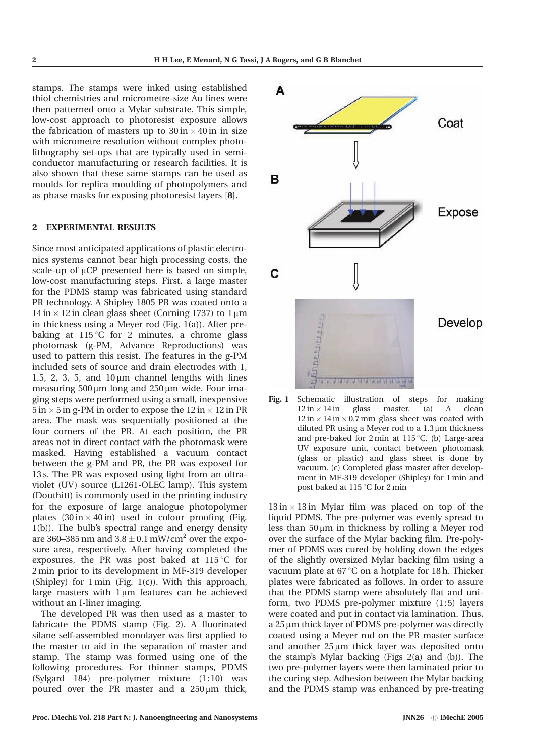stamps. The stamps were inked using established thiol chemistries and micrometre-size Au lines were then patterned onto a Mylar substrate. This simple, low-cost approach to photoresist exposure allows the fabrication of masters up to 30 in × 40 in in size with micrometre resolution without complex photolithography set-ups that are typically used in semiconductor manufacturing or research facilities. It is also shown that these same stamps can be used as moulds for replica moulding of photopolymers and as phase masks for exposing photoresist layers [**8**].

## 2 EXPERIMENTAL RESULTS

Since most anticipated applications of plastic electronics systems cannot bear high processing costs, the scale-up of μCP presented here is based on simple, low-cost manufacturing steps. First, a large master for the PDMS stamp was fabricated using standard PR technology. A Shipley 1805 PR was coated onto a 14 in × 12 in clean glass sheet (Corning 1737) to 1 μm in thickness using a Meyer rod (Fig. 1(a)). After pre-baking at 115 °C for 2 minutes, a chrome glass photomask (g-PM, Advance Reproductions) was used to pattern this resist. The features in the g-PM included sets of source and drain electrodes with 1, 1.5, 2, 3, 5, and 10 μm channel lengths with lines measuring 500 μm long and 250 μm wide. Four imaging steps were performed using a small, inexpensive 5 in × 5 in g-PM in order to expose the 12 in × 12 in PR area. The mask was sequentially positioned at the four corners of the PR. At each position, the PR areas not in direct contact with the photomask were masked. Having established a vacuum contact between the g-PM and PR, the PR was exposed for 13 s. The PR was exposed using light from an ultraviolet (UV) source (L1261-OLEC lamp). This system (Douthitt) is commonly used in the printing industry for the exposure of large analogue photopolymer plates (30 in × 40 in) used in colour proofing (Fig. 1(b)). The bulb's spectral range and energy density are 360–385 nm and $3.8 \pm 0.1$ mW/cm$^2$ over the exposure area, respectively. After having completed the exposures, the PR was post baked at 115 °C for 2 min prior to its development in MF-319 developer (Shipley) for 1 min (Fig. 1(c)). With this approach, large masters with 1 μm features can be achieved without an I-liner imaging.

The developed PR was then used as a master to fabricate the PDMS stamp (Fig. 2). A fluorinated silane self-assembled monolayer was first applied to the master to aid in the separation of master and stamp. The stamp was formed using one of the following procedures. For thinner stamps, PDMS (Sylgard 184) pre-polymer mixture (1:10) was poured over the PR master and a 250 μm thick, 13 in × 13 in Mylar film was placed on top of the liquid PDMS. The pre-polymer was evenly spread to less than 50 μm in thickness by rolling a Meyer rod over the surface of the Mylar backing film. Pre-polymer of PDMS was cured by holding down the edges of the slightly oversized Mylar backing film using a vacuum plate at 67 °C on a hotplate for 18 h. Thicker plates were fabricated as follows. In order to assure that the PDMS stamp were absolutely flat and uniform, two PDMS pre-polymer mixture (1:5) layers were coated and put in contact via lamination. Thus, a 25 μm thick layer of PDMS pre-polymer was directly coated using a Meyer rod on the PR master surface and another 25 μm thick layer was deposited onto the stamp's Mylar backing (Figs 2(a) and (b)). The two pre-polymer layers were then laminated prior to the curing step. Adhesion between the Mylar backing and the PDMS stamp was enhanced by pre-treating

**Fig. 1** Schematic illustration of steps for making 12 in × 14 in glass master. (a) A clean 12 in × 14 in × 0.7 mm glass sheet was coated with diluted PR using a Meyer rod to a 1.3 μm thickness and pre-baked for 2 min at 115 °C. (b) Large-area UV exposure unit, contact between photomask (glass or plastic) and glass sheet is done by vacuum. (c) Completed glass master after development in MF-319 developer (Shipley) for 1 min and post baked at 115 °C for 2 min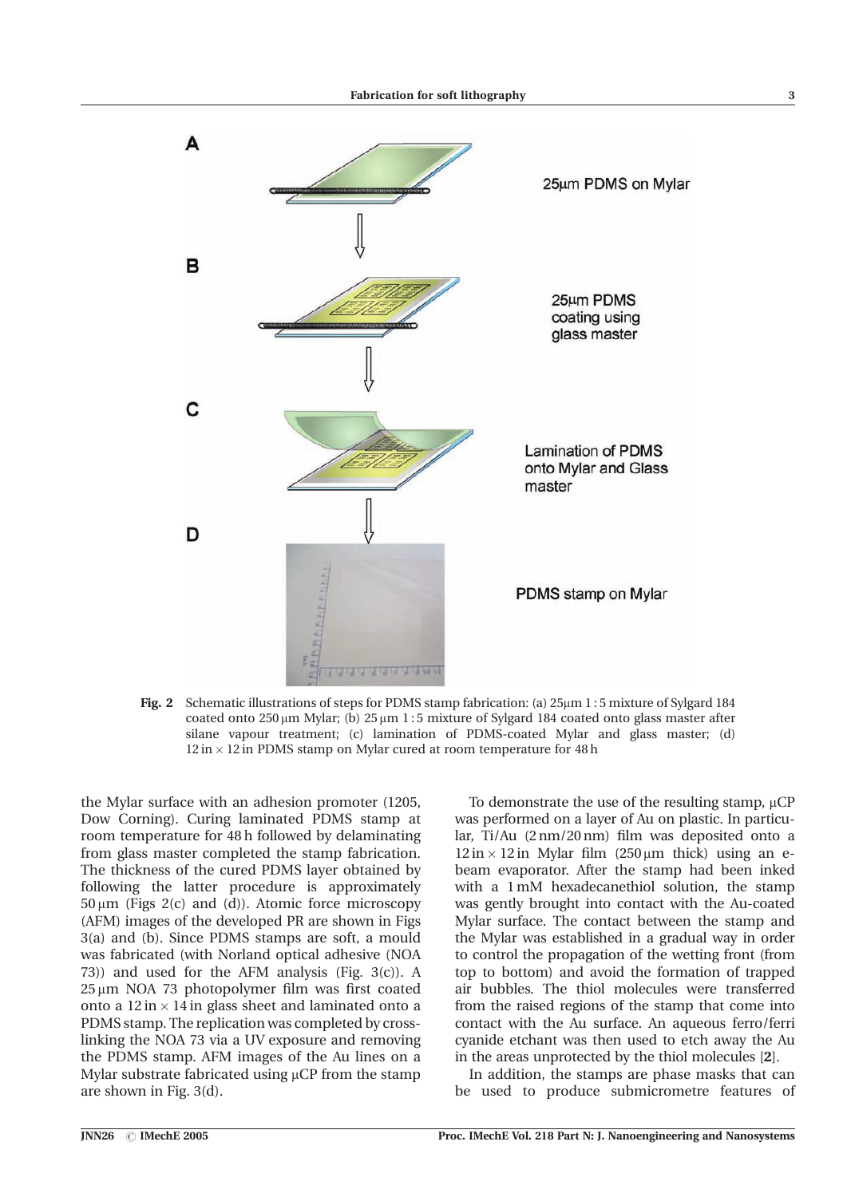A

25μm PDMS on Mylar

B

25μm PDMS coating using glass master

C

Lamination of PDMS onto Mylar and Glass master

D

PDMS stamp on Mylar

**Fig. 2** Schematic illustrations of steps for PDMS stamp fabrication: (a) 25μm 1 : 5 mixture of Sylgard 184 coated onto 250 μm Mylar; (b) 25 μm 1 : 5 mixture of Sylgard 184 coated onto glass master after silane vapour treatment; (c) lamination of PDMS-coated Mylar and glass master; (d) 12 in × 12 in PDMS stamp on Mylar cured at room temperature for 48 h

the Mylar surface with an adhesion promoter (1205, Dow Corning). Curing laminated PDMS stamp at room temperature for 48 h followed by delaminating from glass master completed the stamp fabrication. The thickness of the cured PDMS layer obtained by following the latter procedure is approximately 50 μm (Figs 2(c) and (d)). Atomic force microscopy (AFM) images of the developed PR are shown in Figs 3(a) and (b). Since PDMS stamps are soft, a mould was fabricated (with Norland optical adhesive (NOA 73)) and used for the AFM analysis (Fig. 3(c)). A 25 μm NOA 73 photopolymer film was first coated onto a 12 in × 14 in glass sheet and laminated onto a PDMS stamp. The replication was completed by cross-linking the NOA 73 via a UV exposure and removing the PDMS stamp. AFM images of the Au lines on a Mylar substrate fabricated using μCP from the stamp are shown in Fig. 3(d).

To demonstrate the use of the resulting stamp, μCP was performed on a layer of Au on plastic. In particular, Ti/Au (2 nm/20 nm) film was deposited onto a 12 in × 12 in Mylar film (250 μm thick) using an e-beam evaporator. After the stamp had been inked with a 1 mM hexadecanethiol solution, the stamp was gently brought into contact with the Au-coated Mylar surface. The contact between the stamp and the Mylar was established in a gradual way in order to control the propagation of the wetting front (from top to bottom) and avoid the formation of trapped air bubbles. The thiol molecules were transferred from the raised regions of the stamp that come into contact with the Au surface. An aqueous ferro/ferri cyanide etchant was then used to etch away the Au in the areas unprotected by the thiol molecules [**2**].

In addition, the stamps are phase masks that can be used to produce submicrometre features of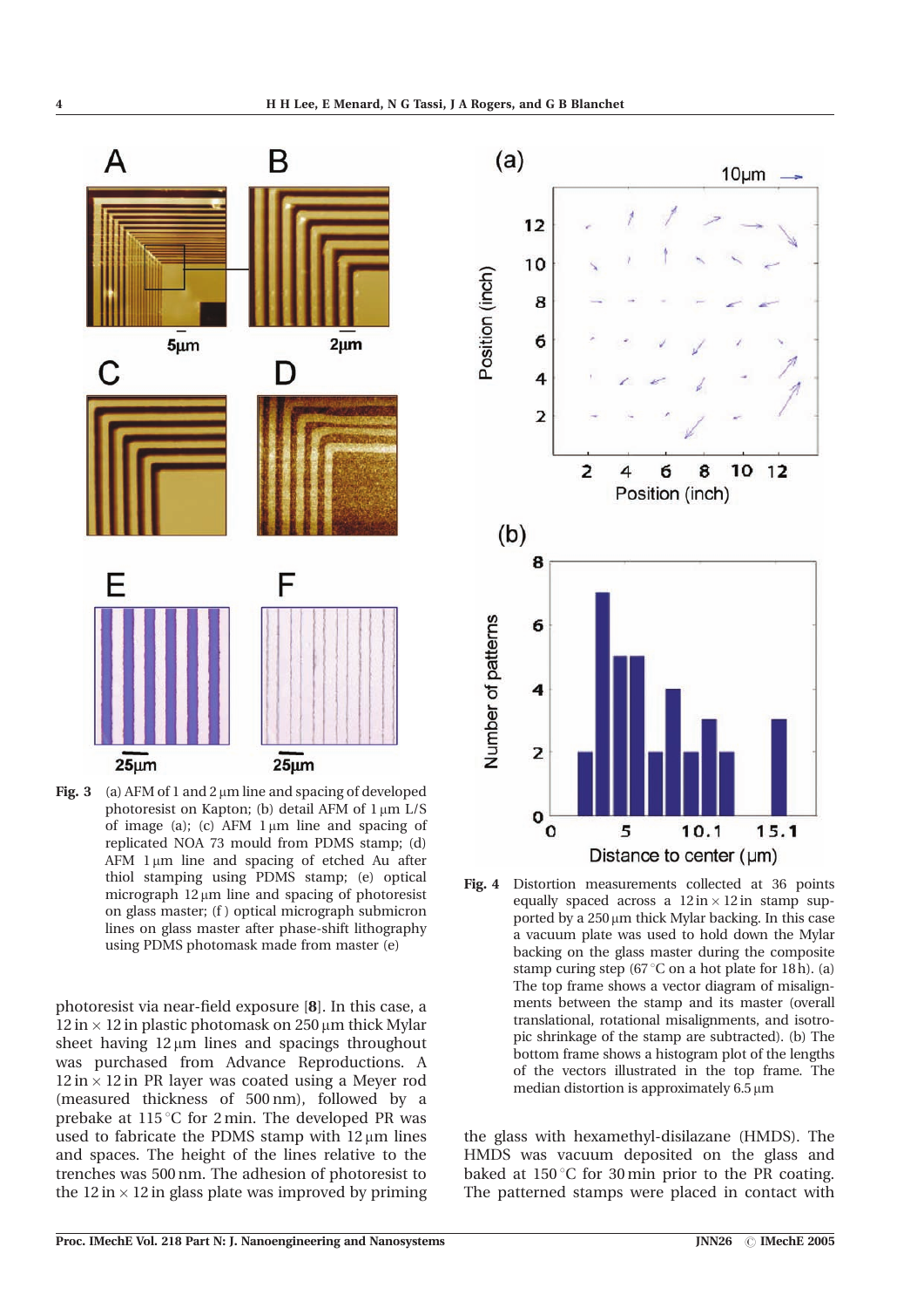**Fig. 3** (a) AFM of 1 and 2 μm line and spacing of developed photoresist on Kapton; (b) detail AFM of 1 μm L/S of image (a); (c) AFM 1 μm line and spacing of replicated NOA 73 mould from PDMS stamp; (d) AFM 1 μm line and spacing of etched Au after thiol stamping using PDMS stamp; (e) optical micrograph 12 μm line and spacing of photoresist on glass master; (f) optical micrograph submicron lines on glass master after phase-shift lithography using PDMS photomask made from master (e)

**Fig. 4** Distortion measurements collected at 36 points equally spaced across a 12 in × 12 in stamp supported by a 250 μm thick Mylar backing. In this case a vacuum plate was used to hold down the Mylar backing on the glass master during the composite stamp curing step (67 °C on a hot plate for 18 h). (a) The top frame shows a vector diagram of misalignments between the stamp and its master (overall translational, rotational misalignments, and isotropic shrinkage of the stamp are subtracted). (b) The bottom frame shows a histogram plot of the lengths of the vectors illustrated in the top frame. The median distortion is approximately 6.5 μm

photoresist via near-field exposure [8]. In this case, a 12 in × 12 in plastic photomask on 250 μm thick Mylar sheet having 12 μm lines and spacings throughout was purchased from Advance Reproductions. A 12 in × 12 in PR layer was coated using a Meyer rod (measured thickness of 500 nm), followed by a prebake at 115 °C for 2 min. The developed PR was used to fabricate the PDMS stamp with 12 μm lines and spaces. The height of the lines relative to the trenches was 500 nm. The adhesion of photoresist to the 12 in × 12 in glass plate was improved by priming the glass with hexamethyl-disilazane (HMDS). The HMDS was vacuum deposited on the glass and baked at 150 °C for 30 min prior to the PR coating. The patterned stamps were placed in contact with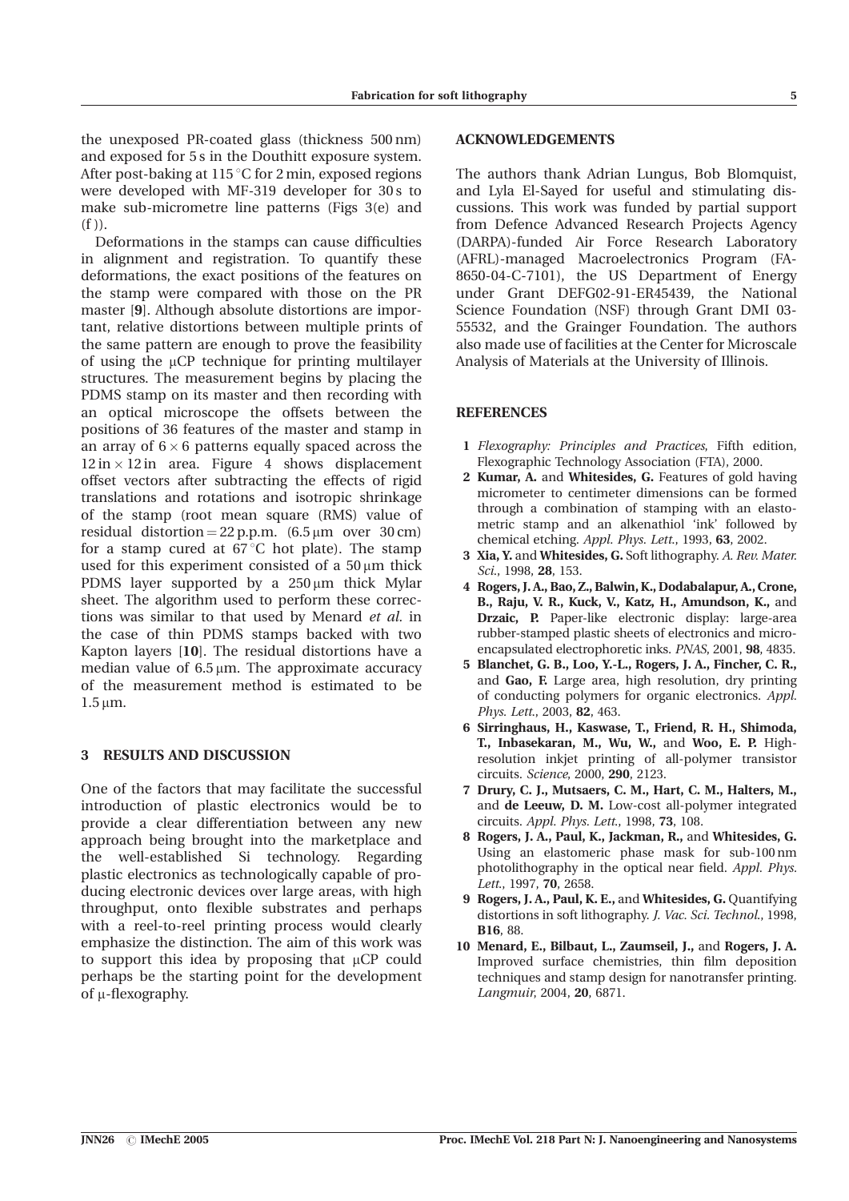the unexposed PR-coated glass (thickness 500 nm) and exposed for 5 s in the Douthitt exposure system. After post-baking at 115 °C for 2 min, exposed regions were developed with MF-319 developer for 30 s to make sub-micrometre line patterns (Figs 3(e) and (f)).

Deformations in the stamps can cause difficulties in alignment and registration. To quantify these deformations, the exact positions of the features on the stamp were compared with those on the PR master [**9**]. Although absolute distortions are important, relative distortions between multiple prints of the same pattern are enough to prove the feasibility of using the μCP technique for printing multilayer structures. The measurement begins by placing the PDMS stamp on its master and then recording with an optical microscope the offsets between the positions of 36 features of the master and stamp in an array of $6 \times 6$ patterns equally spaced across the $12\,\text{in} \times 12\,\text{in}$ area. Figure 4 shows displacement offset vectors after subtracting the effects of rigid translations and rotations and isotropic shrinkage of the stamp (root mean square (RMS) value of residual distortion = 22 p.p.m. (6.5 μm over 30 cm) for a stamp cured at 67 °C hot plate). The stamp used for this experiment consisted of a 50 μm thick PDMS layer supported by a 250 μm thick Mylar sheet. The algorithm used to perform these corrections was similar to that used by Menard *et al.* in the case of thin PDMS stamps backed with two Kapton layers [**10**]. The residual distortions have a median value of 6.5 μm. The approximate accuracy of the measurement method is estimated to be 1.5 μm.

## 3 RESULTS AND DISCUSSION

One of the factors that may facilitate the successful introduction of plastic electronics would be to provide a clear differentiation between any new approach being brought into the marketplace and the well-established Si technology. Regarding plastic electronics as technologically capable of producing electronic devices over large areas, with high throughput, onto flexible substrates and perhaps with a reel-to-reel printing process would clearly emphasize the distinction. The aim of this work was to support this idea by proposing that μCP could perhaps be the starting point for the development of μ-flexography.

## ACKNOWLEDGEMENTS

The authors thank Adrian Lungus, Bob Blomquist, and Lyla El-Sayed for useful and stimulating discussions. This work was funded by partial support from Defence Advanced Research Projects Agency (DARPA)-funded Air Force Research Laboratory (AFRL)-managed Macroelectronics Program (FA-8650-04-C-7101), the US Department of Energy under Grant DEFG02-91-ER45439, the National Science Foundation (NSF) through Grant DMI 03-55532, and the Grainger Foundation. The authors also made use of facilities at the Center for Microscale Analysis of Materials at the University of Illinois.

## REFERENCES

1. *Flexography: Principles and Practices*, Fifth edition, Flexographic Technology Association (FTA), 2000.
2. **Kumar, A.** and **Whitesides, G.** Features of gold having micrometer to centimeter dimensions can be formed through a combination of stamping with an elastometric stamp and an alkenathiol 'ink' followed by chemical etching. *Appl. Phys. Lett.*, 1993, **63**, 2002.
3. **Xia, Y.** and **Whitesides, G.** Soft lithography. *A. Rev. Mater. Sci.*, 1998, **28**, 153.
4. **Rogers, J. A., Bao, Z., Balwin, K., Dodabalapur, A., Crone, B., Raju, V. R., Kuck, V., Katz, H., Amundson, K.,** and **Drzaic, P.** Paper-like electronic display: large-area rubber-stamped plastic sheets of electronics and micro-encapsulated electrophoretic inks. *PNAS*, 2001, **98**, 4835.
5. **Blanchet, G. B., Loo, Y.-L., Rogers, J. A., Fincher, C. R.,** and **Gao, F.** Large area, high resolution, dry printing of conducting polymers for organic electronics. *Appl. Phys. Lett.*, 2003, **82**, 463.
6. **Sirringhaus, H., Kaswase, T., Friend, R. H., Shimoda, T., Inbasekaran, M., Wu, W.,** and **Woo, E. P.** High-resolution inkjet printing of all-polymer transistor circuits. *Science*, 2000, **290**, 2123.
7. **Drury, C. J., Mutsaers, C. M., Hart, C. M., Halters, M.,** and **de Leeuw, D. M.** Low-cost all-polymer integrated circuits. *Appl. Phys. Lett.*, 1998, **73**, 108.
8. **Rogers, J. A., Paul, K., Jackman, R.,** and **Whitesides, G.** Using an elastomeric phase mask for sub-100 nm photolithography in the optical near field. *Appl. Phys. Lett.*, 1997, **70**, 2658.
9. **Rogers, J. A., Paul, K. E.,** and **Whitesides, G.** Quantifying distortions in soft lithography. *J. Vac. Sci. Technol.*, 1998, **B16**, 88.
10. **Menard, E., Bilbaut, L., Zaumseil, J.,** and **Rogers, J. A.** Improved surface chemistries, thin film deposition techniques and stamp design for nanotransfer printing. *Langmuir*, 2004, **20**, 6871.